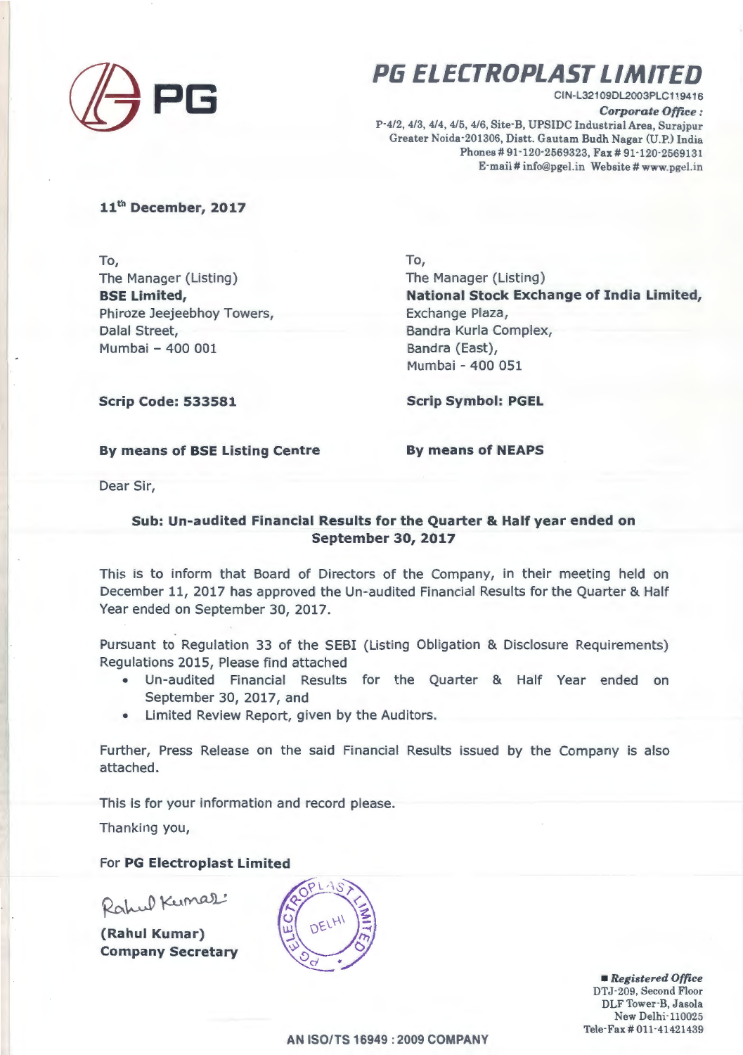# PG ELECTROPLAST LIMITED

CIN-L32109DL2003PLC119416

*Corporate Office :*
P-4/2, 4/3, 4/4, 4/5, 4/6, Site-B, UPSIDC Industrial Area, Surajpur
Greater Noida-201306, Distt. Gautam Budh Nagar (U.P.) India
Phones # 91-120-2569323, Fax # 91-120-2569131
E-mail # info@pgel.in Website # www.pgel.in

**11th December, 2017**

To,
The Manager (Listing)
**BSE Limited,**
Phiroze Jeejeebhoy Towers,
Dalal Street,
Mumbai – 400 001

**Scrip Code: 533581**

**By means of BSE Listing Centre**

To,
The Manager (Listing)
**National Stock Exchange of India Limited,**
Exchange Plaza,
Bandra Kurla Complex,
Bandra (East),
Mumbai - 400 051

**Scrip Symbol: PGEL**

**By means of NEAPS**

Dear Sir,

**Sub: Un-audited Financial Results for the Quarter & Half year ended on September 30, 2017**

This is to inform that Board of Directors of the Company, in their meeting held on December 11, 2017 has approved the Un-audited Financial Results for the Quarter & Half Year ended on September 30, 2017.

Pursuant to Regulation 33 of the SEBI (Listing Obligation & Disclosure Requirements) Regulations 2015, Please find attached

- Un-audited Financial Results for the Quarter & Half Year ended on September 30, 2017, and
- Limited Review Report, given by the Auditors.

Further, Press Release on the said Financial Results issued by the Company is also attached.

This is for your information and record please.

Thanking you,

For **PG Electroplast Limited**

Rahul Kumar

**(Rahul Kumar)**
**Company Secretary**

PG ELECTROPLAST LIMITED DELHI

■ *Registered Office*
DTJ-209, Second Floor
DLF Tower-B, Jasola
New Delhi-110025
Tele-Fax # 011-41421439

**AN ISO/TS 16949 : 2009 COMPANY**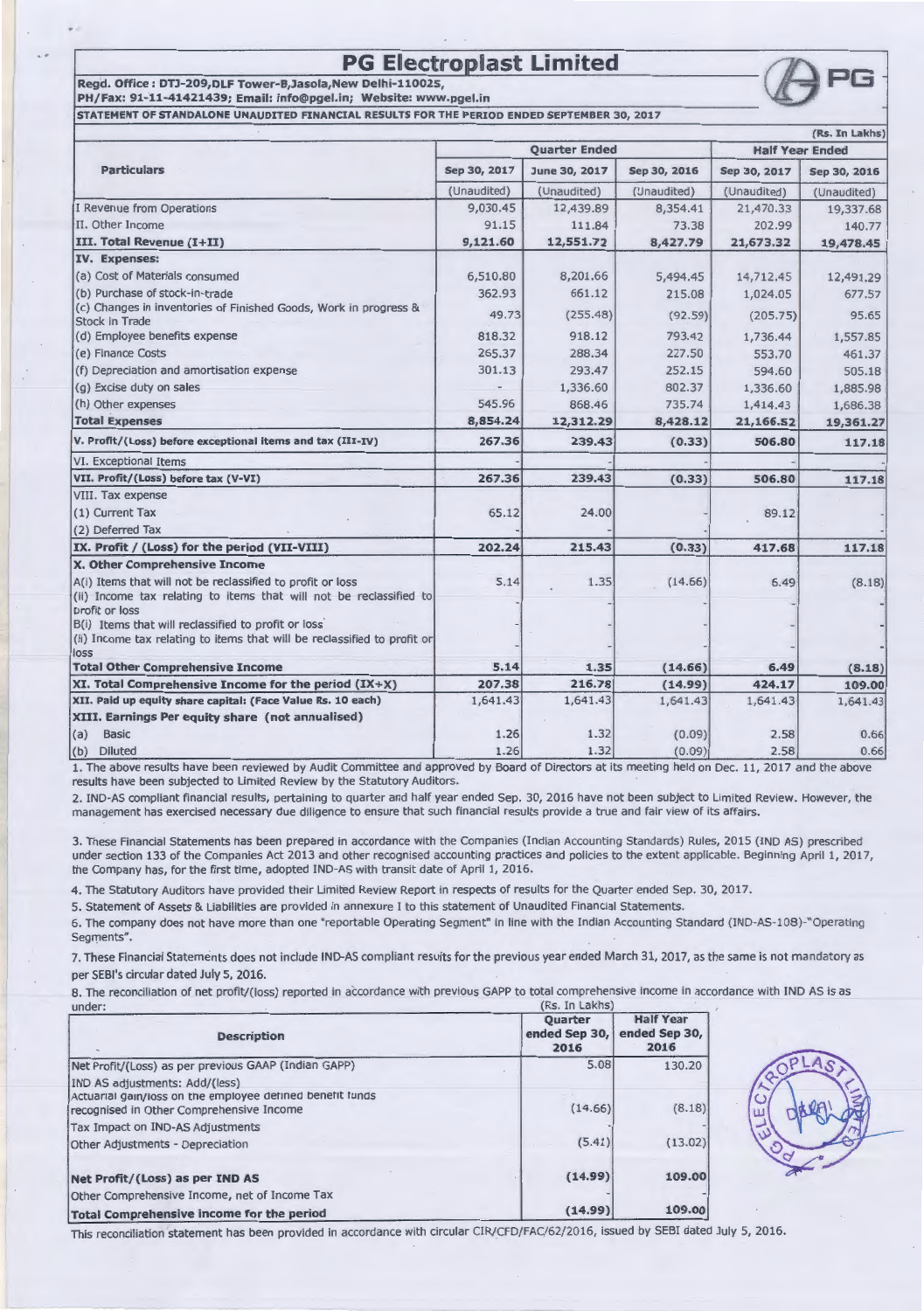# PG Electroplast Limited

**Regd. Office : DTJ-209,DLF Tower-B,Jasola,New Delhi-110025,**
**PH/Fax: 91-11-41421439; Email: info@pgel.in; Website: www.pgel.in**

**STATEMENT OF STANDALONE UNAUDITED FINANCIAL RESULTS FOR THE PERIOD ENDED SEPTEMBER 30, 2017**

(Rs. In Lakhs)

| Particulars | Quarter Ended | | | Half Year Ended | |
|---|---|---|---|---|---|
| | Sep 30, 2017 | June 30, 2017 | Sep 30, 2016 | Sep 30, 2017 | Sep 30, 2016 |
| | (Unaudited) | (Unaudited) | (Unaudited) | (Unaudited) | (Unaudited) |
| I Revenue from Operations | 9,030.45 | 12,439.89 | 8,354.41 | 21,470.33 | 19,337.68 |
| II. Other Income | 91.15 | 111.84 | 73.38 | 202.99 | 140.77 |
| **III. Total Revenue (I+II)** | **9,121.60** | **12,551.72** | **8,427.79** | **21,673.32** | **19,478.45** |
| **IV. Expenses:** | | | | | |
| (a) Cost of Materials consumed | 6,510.80 | 8,201.66 | 5,494.45 | 14,712.45 | 12,491.29 |
| (b) Purchase of stock-in-trade | 362.93 | 661.12 | 215.08 | 1,024.05 | 677.57 |
| (c) Changes in inventories of Finished Goods, Work in progress & Stock in Trade | 49.73 | (255.48) | (92.59) | (205.75) | 95.65 |
| (d) Employee benefits expense | 818.32 | 918.12 | 793.42 | 1,736.44 | 1,557.85 |
| (e) Finance Costs | 265.37 | 288.34 | 227.50 | 553.70 | 461.37 |
| (f) Depreciation and amortisation expense | 301.13 | 293.47 | 252.15 | 594.60 | 505.18 |
| (g) Excise duty on sales | - | 1,336.60 | 802.37 | 1,336.60 | 1,885.98 |
| (h) Other expenses | 545.96 | 868.46 | 735.74 | 1,414.43 | 1,686.38 |
| **Total Expenses** | **8,854.24** | **12,312.29** | **8,428.12** | **21,166.52** | **19,361.27** |
| **V. Profit/(Loss) before exceptional items and tax (III-IV)** | **267.36** | **239.43** | **(0.33)** | **506.80** | **117.18** |
| VI. Exceptional Items | - | - | - | - | - |
| **VII. Profit/(Loss) before tax (V-VI)** | **267.36** | **239.43** | **(0.33)** | **506.80** | **117.18** |
| VIII. Tax expense | | | | | |
| (1) Current Tax | 65.12 | 24.00 | - | 89.12 | - |
| (2) Deferred Tax | - | - | - | - | - |
| **IX. Profit / (Loss) for the period (VII-VIII)** | **202.24** | **215.43** | **(0.33)** | **417.68** | **117.18** |
| **X. Other Comprehensive Income** | | | | | |
| A(i) Items that will not be reclassified to profit or loss | 5.14 | 1.35 | (14.66) | 6.49 | (8.18) |
| (ii) Income tax relating to items that will not be reclassified to profit or loss | - | - | - | - | - |
| B(i) Items that will reclassified to profit or loss | - | - | - | - | - |
| (ii) Income tax relating to items that will be reclassified to profit or loss | - | - | - | - | - |
| **Total Other Comprehensive Income** | **5.14** | **1.35** | **(14.66)** | **6.49** | **(8.18)** |
| **XI. Total Comprehensive Income for the period (IX+X)** | **207.38** | **216.78** | **(14.99)** | **424.17** | **109.00** |
| **XII. Paid up equity share capital: (Face Value Rs. 10 each)** | 1,641.43 | 1,641.43 | 1,641.43 | 1,641.43 | 1,641.43 |
| **XIII. Earnings Per equity share (not annualised)** | | | | | |
| (a) Basic | 1.26 | 1.32 | (0.09) | 2.58 | 0.66 |
| (b) Diluted | 1.26 | 1.32 | (0.09) | 2.58 | 0.66 |

1. The above results have been reviewed by Audit Committee and approved by Board of Directors at its meeting held on Dec. 11, 2017 and the above results have been subjected to Limited Review by the Statutory Auditors.

2. IND-AS compliant financial results, pertaining to quarter and half year ended Sep. 30, 2016 have not been subject to Limited Review. However, the management has exercised necessary due diligence to ensure that such financial results provide a true and fair view of its affairs.

3. These Financial Statements has been prepared in accordance with the Companies (Indian Accounting Standards) Rules, 2015 (IND AS) prescribed under section 133 of the Companies Act 2013 and other recognised accounting practices and policies to the extent applicable. Beginning April 1, 2017, the Company has, for the first time, adopted IND-AS with transit date of April 1, 2016.

4. The Statutory Auditors have provided their Limited Review Report in respects of results for the Quarter ended Sep. 30, 2017.

5. Statement of Assets & Liabilities are provided in annexure I to this statement of Unaudited Financial Statements.

6. The company does not have more than one "reportable Operating Segment" in line with the Indian Accounting Standard (IND-AS-108)-"Operating Segments".

7. These Financial Statements does not include IND-AS compliant results for the previous year ended March 31, 2017, as the same is not mandatory as per SEBI's circular dated July 5, 2016.

8. The reconciliation of net profit/(loss) reported in accordance with previous GAPP to total comprehensive income in accordance with IND AS is as under:

(Rs. In Lakhs)

| Description | Quarter ended Sep 30, 2016 | Half Year ended Sep 30, 2016 |
|---|---|---|
| Net Profit/(Loss) as per previous GAAP (Indian GAPP) | 5.08 | 130.20 |
| IND AS adjustments: Add/(less) | | |
| Actuarial gain/loss on the employee defined benefit funds recognised in Other Comprehensive Income | (14.66) | (8.18) |
| Tax Impact on IND-AS Adjustments | - | - |
| Other Adjustments - Depreciation | (5.41) | (13.02) |
| **Net Profit/(Loss) as per IND AS** | **(14.99)** | **109.00** |
| Other Comprehensive Income, net of Income Tax | - | - |
| **Total Comprehensive income for the period** | **(14.99)** | **109.00** |

This reconciliation statement has been provided in accordance with circular CIR/CFD/FAC/62/2016, issued by SEBI dated July 5, 2016.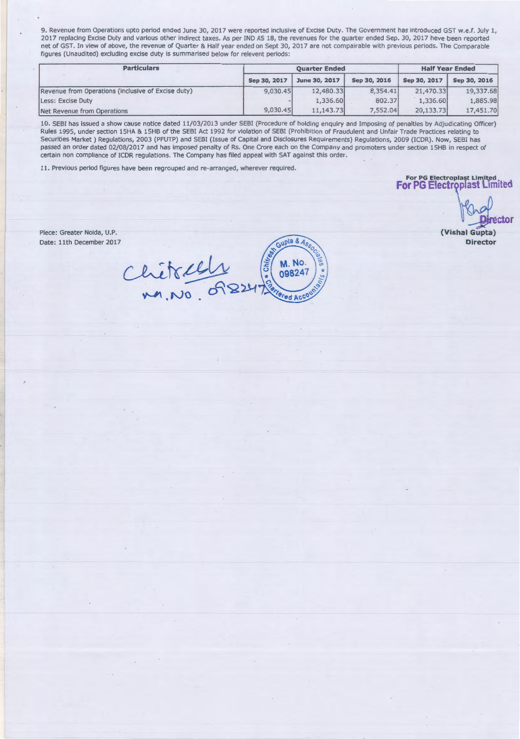9. Revenue from Operations upto period ended June 30, 2017 were reported inclusive of Excise Duty. The Government has introduced GST w.e.f. July 1, 2017 replacing Excise Duty and various other indirect taxes. As per IND AS 18, the revenues for the quarter ended Sep. 30, 2017 heve been reported net of GST. In view of above, the revenue of Quarter & Half year ended on Sept 30, 2017 are not compairable with previous periods. The Comparable figures (Unaudited) excluding excise duty is summarised below for relevent periods:

| Particulars | Quarter Ended | | | Half Year Ended | |
|---|---|---|---|---|---|
| | Sep 30, 2017 | June 30, 2017 | Sep 30, 2016 | Sep 30, 2017 | Sep 30, 2016 |
| Revenue from Operations (inclusive of Excise duty) | 9,030.45 | 12,480.33 | 8,354.41 | 21,470.33 | 19,337.68 |
| Less: Excise Duty | - | 1,336.60 | 802.37 | 1,336.60 | 1,885.98 |
| Net Revenue from Operations | 9,030.45 | 11,143.73 | 7,552.04 | 20,133.73 | 17,451.70 |

10. SEBI has issued a show cause notice dated 11/03/2013 under SEBI (Procedure of holding enquiry and Imposing of penalties by Adjudicating Officer) Rules 1995, under section 15HA & 15HB of the SEBI Act 1992 for violation of SEBI (Prohibition of Fraudulent and Unfair Trade Practices relating to Securities Market ) Regulations, 2003 (PFUTP) and SEBI (Issue of Capital and Disclosures Requirements) Regulations, 2009 (ICDR). Now, SEBI has passed an order dated 02/08/2017 and has imposed penalty of Rs. One Crore each on the Company and promoters under section 15HB in respect of certain non compliance of ICDR regulations. The Company has filed appeal with SAT against this order.

11. Previous period figures have been regrouped and re-arranged, wherever required.

For PG Electroplast Limited

Director

(Vishal Gupta)

Director

Plece: Greater Noida, U.P.

Date: 11th December 2017

M. No. 098247

Chitresh Gupta & Associates, Chartered Accountants

M. No. 098247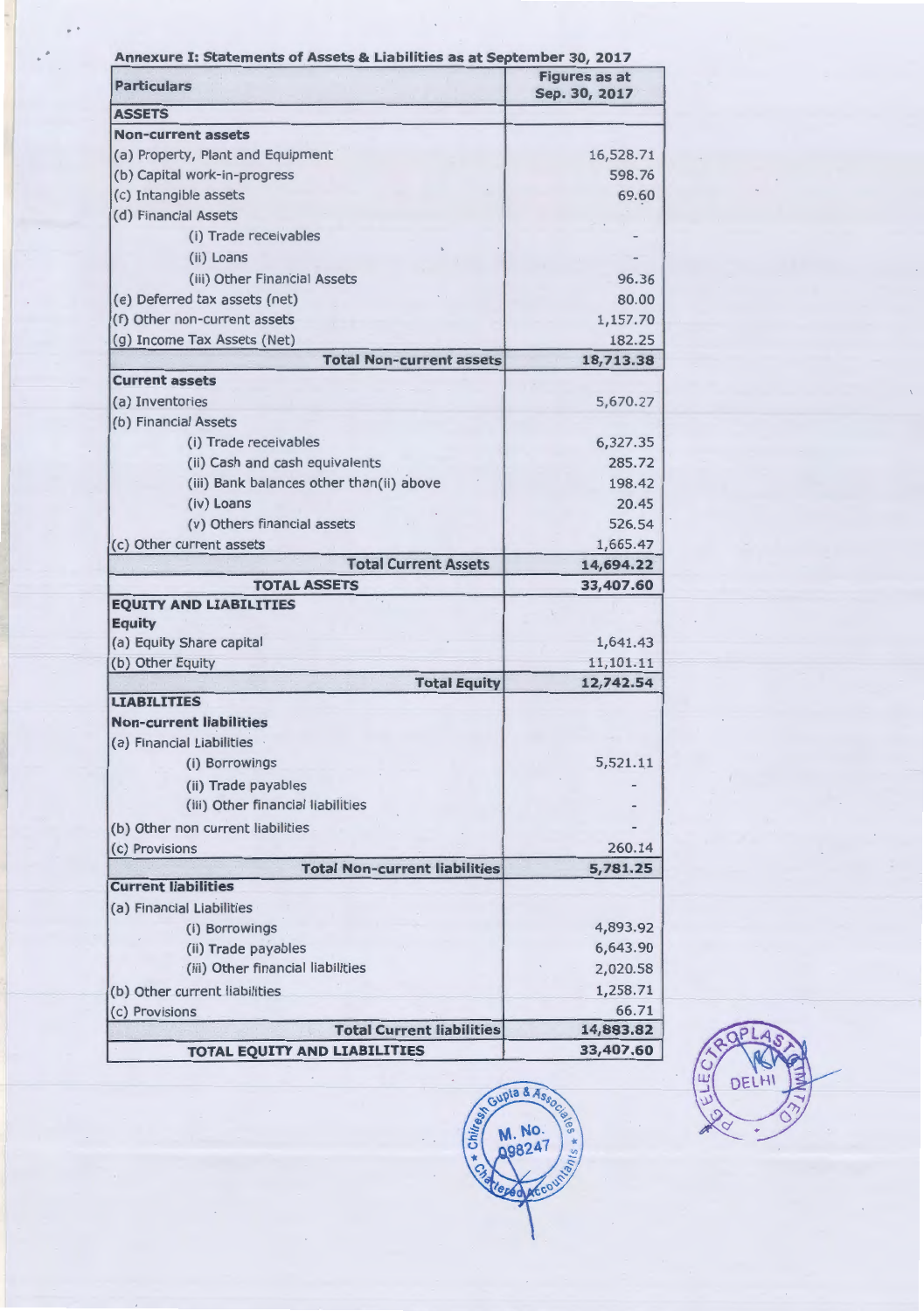## Annexure I: Statements of Assets & Liabilities as at September 30, 2017

| Particulars | Figures as at Sep. 30, 2017 |
|---|---|
| **ASSETS** | |
| **Non-current assets** | |
| (a) Property, Plant and Equipment | 16,528.71 |
| (b) Capital work-in-progress | 598.76 |
| (c) Intangible assets | 69.60 |
| (d) Financial Assets | |
| (i) Trade receivables | - |
| (ii) Loans | - |
| (iii) Other Financial Assets | 96.36 |
| (e) Deferred tax assets (net) | 80.00 |
| (f) Other non-current assets | 1,157.70 |
| (g) Income Tax Assets (Net) | 182.25 |
| **Total Non-current assets** | **18,713.38** |
| **Current assets** | |
| (a) Inventories | 5,670.27 |
| (b) Financial Assets | |
| (i) Trade receivables | 6,327.35 |
| (ii) Cash and cash equivalents | 285.72 |
| (iii) Bank balances other than(ii) above | 198.42 |
| (iv) Loans | 20.45 |
| (v) Others financial assets | 526.54 |
| (c) Other current assets | 1,665.47 |
| **Total Current Assets** | **14,694.22** |
| **TOTAL ASSETS** | **33,407.60** |
| **EQUITY AND LIABILITIES** | |
| **Equity** | |
| (a) Equity Share capital | 1,641.43 |
| (b) Other Equity | 11,101.11 |
| **Total Equity** | **12,742.54** |
| **LIABILITIES** | |
| **Non-current liabilities** | |
| (a) Financial Liabilities | |
| (i) Borrowings | 5,521.11 |
| (ii) Trade payables | - |
| (iii) Other financial liabilities | - |
| (b) Other non current liabilities | - |
| (c) Provisions | 260.14 |
| **Total Non-current liabilities** | **5,781.25** |
| **Current liabilities** | |
| (a) Financial Liabilities | |
| (i) Borrowings | 4,893.92 |
| (ii) Trade payables | 6,643.90 |
| (iii) Other financial liabilities | 2,020.58 |
| (b) Other current liabilities | 1,258.71 |
| (c) Provisions | 66.71 |
| **Total Current liabilities** | **14,883.82** |
| **TOTAL EQUITY AND LIABILITIES** | **33,407.60** |

Chiresh Gupta & Associates, Chartered Accountants, M. No. 098247

Electroplast Limited, Delhi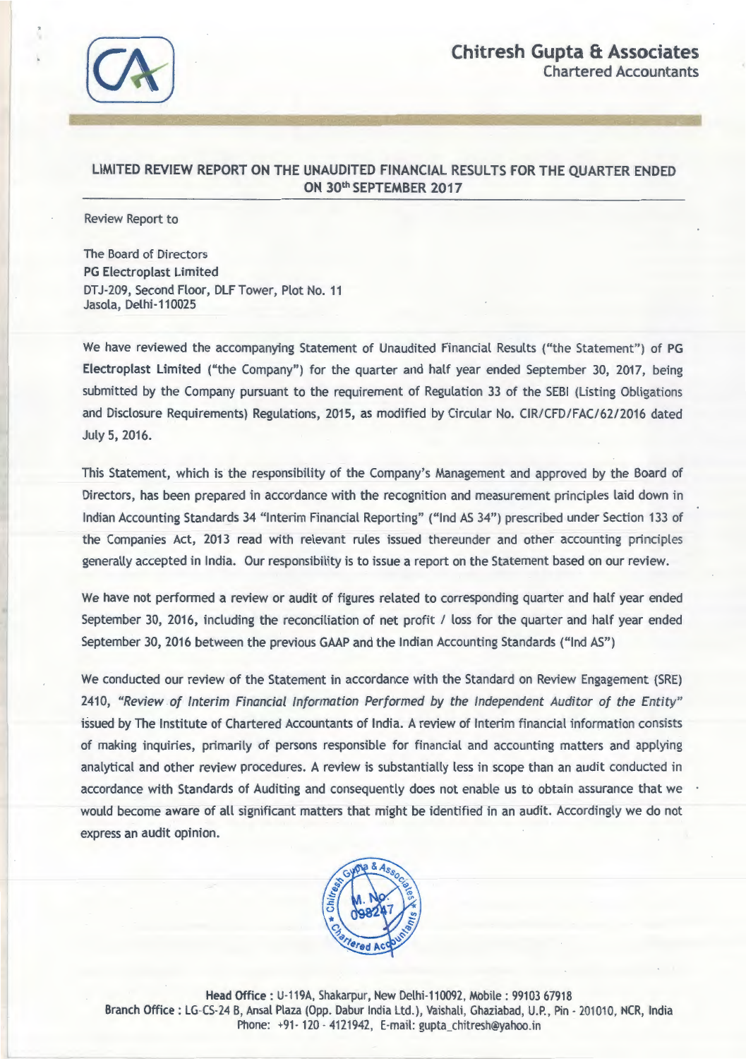**Chitresh Gupta & Associates**
Chartered Accountants

## LIMITED REVIEW REPORT ON THE UNAUDITED FINANCIAL RESULTS FOR THE QUARTER ENDED ON 30th SEPTEMBER 2017

Review Report to

The Board of Directors
**PG Electroplast Limited**
DTJ-209, Second Floor, DLF Tower, Plot No. 11
Jasola, Delhi-110025

We have reviewed the accompanying Statement of Unaudited Financial Results ("the Statement") of **PG Electroplast Limited** ("the Company") for the quarter and half year ended September 30, 2017, being submitted by the Company pursuant to the requirement of Regulation 33 of the SEBI (Listing Obligations and Disclosure Requirements) Regulations, 2015, as modified by Circular No. CIR/CFD/FAC/62/2016 dated July 5, 2016.

This Statement, which is the responsibility of the Company's Management and approved by the Board of Directors, has been prepared in accordance with the recognition and measurement principles laid down in Indian Accounting Standards 34 "Interim Financial Reporting" ("Ind AS 34") prescribed under Section 133 of the Companies Act, 2013 read with relevant rules issued thereunder and other accounting principles generally accepted in India. Our responsibility is to issue a report on the Statement based on our review.

We have not performed a review or audit of figures related to corresponding quarter and half year ended September 30, 2016, including the reconciliation of net profit / loss for the quarter and half year ended September 30, 2016 between the previous GAAP and the Indian Accounting Standards ("Ind AS")

We conducted our review of the Statement in accordance with the Standard on Review Engagement (SRE) 2410, *"Review of Interim Financial Information Performed by the Independent Auditor of the Entity"* issued by The Institute of Chartered Accountants of India. A review of Interim financial information consists of making inquiries, primarily of persons responsible for financial and accounting matters and applying analytical and other review procedures. A review is substantially less in scope than an audit conducted in accordance with Standards of Auditing and consequently does not enable us to obtain assurance that we would become aware of all significant matters that might be identified in an audit. Accordingly we do not express an audit opinion.

Chitresh Gupta & Associates, Chartered Accountants, M. No. 098247

**Head Office :** U-119A, Shakarpur, New Delhi-110092, Mobile : 99103 67918
**Branch Office :** LG-CS-24 B, Ansal Plaza (Opp. Dabur India Ltd.), Vaishali, Ghaziabad, U.P., Pin - 201010, NCR, India
Phone: +91- 120 - 4121942, E-mail: gupta_chitresh@yahoo.in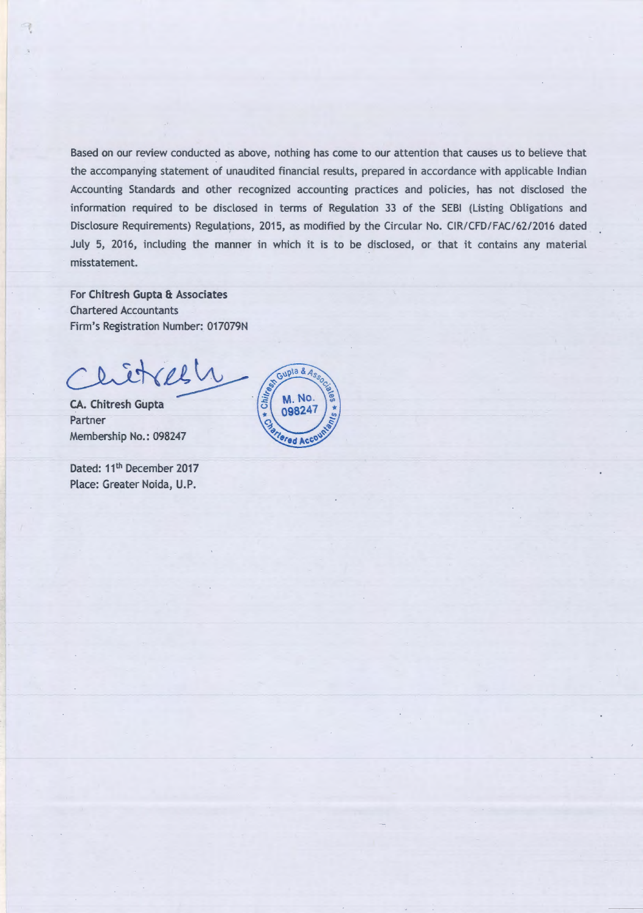Based on our review conducted as above, nothing has come to our attention that causes us to believe that the accompanying statement of unaudited financial results, prepared in accordance with applicable Indian Accounting Standards and other recognized accounting practices and policies, has not disclosed the information required to be disclosed in terms of Regulation 33 of the SEBI (Listing Obligations and Disclosure Requirements) Regulations, 2015, as modified by the Circular No. CIR/CFD/FAC/62/2016 dated July 5, 2016, including the manner in which it is to be disclosed, or that it contains any material misstatement.

**For Chitresh Gupta & Associates**
Chartered Accountants
Firm's Registration Number: 017079N

**CA. Chitresh Gupta**
Partner
Membership No.: 098247

Dated: 11th December 2017
Place: Greater Noida, U.P.